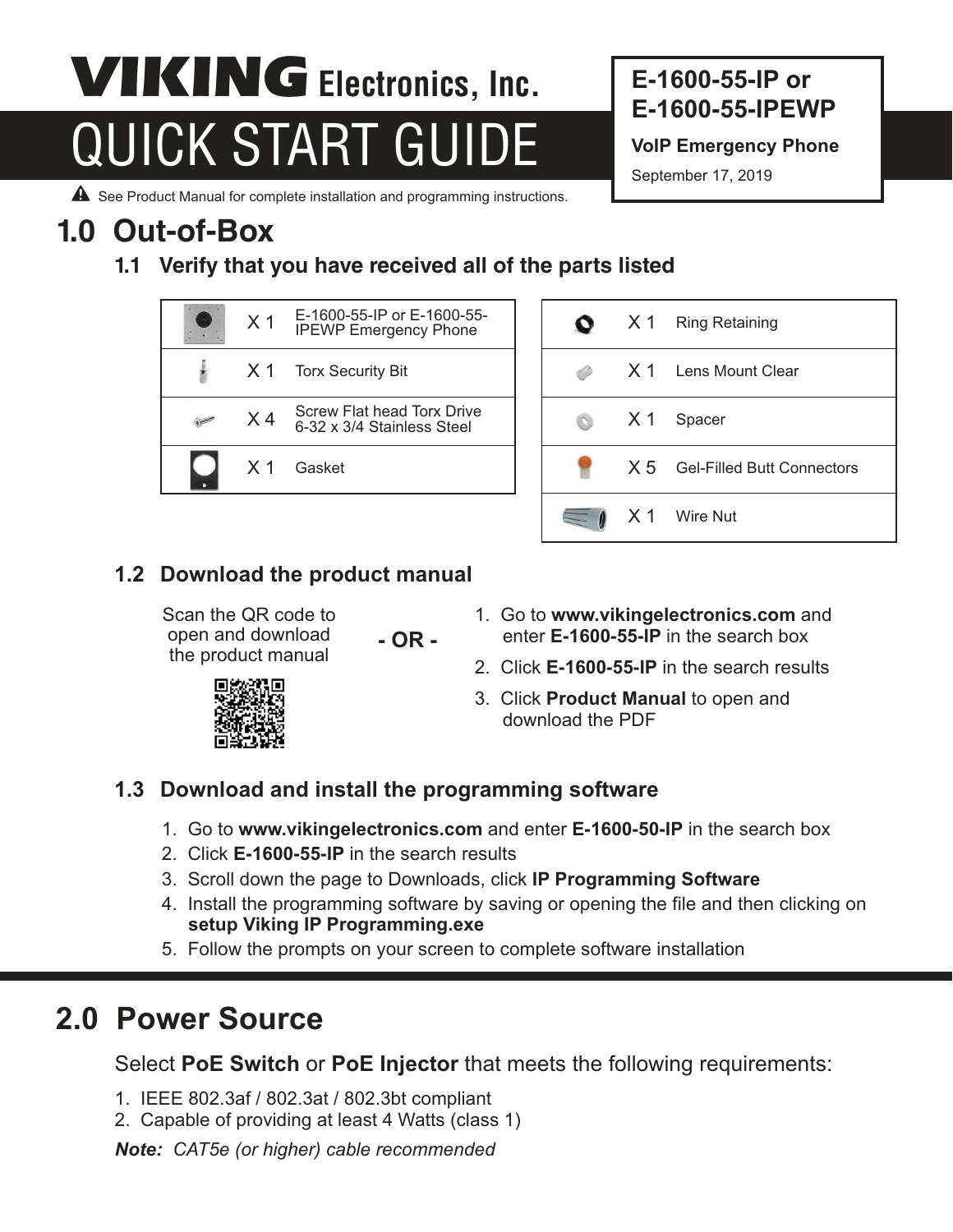# VIKING Electronics, Inc.

# QUICK START GUIDE

**E-1600-55-IP or E-1600-55-IPEWP**

**VoIP Emergency Phone**

September 17, 2019

⚠ See Product Manual for complete installation and programming instructions.

## 1.0 Out-of-Box

### 1.1 Verify that you have received all of the parts listed

| Qty | Part |
|---|---|
| X 1 | E-1600-55-IP or E-1600-55-IPEWP Emergency Phone |
| X 1 | Torx Security Bit |
| X 4 | Screw Flat head Torx Drive 6-32 x 3/4 Stainless Steel |
| X 1 | Gasket |

| Qty | Part |
|---|---|
| X 1 | Ring Retaining |
| X 1 | Lens Mount Clear |
| X 1 | Spacer |
| X 5 | Gel-Filled Butt Connectors |
| X 1 | Wire Nut |

### 1.2 Download the product manual

Scan the QR code to open and download the product manual

**- OR -**

1. Go to **www.vikingelectronics.com** and enter **E-1600-55-IP** in the search box
2. Click **E-1600-55-IP** in the search results
3. Click **Product Manual** to open and download the PDF

### 1.3 Download and install the programming software

1. Go to **www.vikingelectronics.com** and enter **E-1600-50-IP** in the search box
2. Click **E-1600-55-IP** in the search results
3. Scroll down the page to Downloads, click **IP Programming Software**
4. Install the programming software by saving or opening the file and then clicking on **setup Viking IP Programming.exe**
5. Follow the prompts on your screen to complete software installation

## 2.0 Power Source

Select **PoE Switch** or **PoE Injector** that meets the following requirements:

1. IEEE 802.3af / 802.3at / 802.3bt compliant
2. Capable of providing at least 4 Watts (class 1)

***Note:*** *CAT5e (or higher) cable recommended*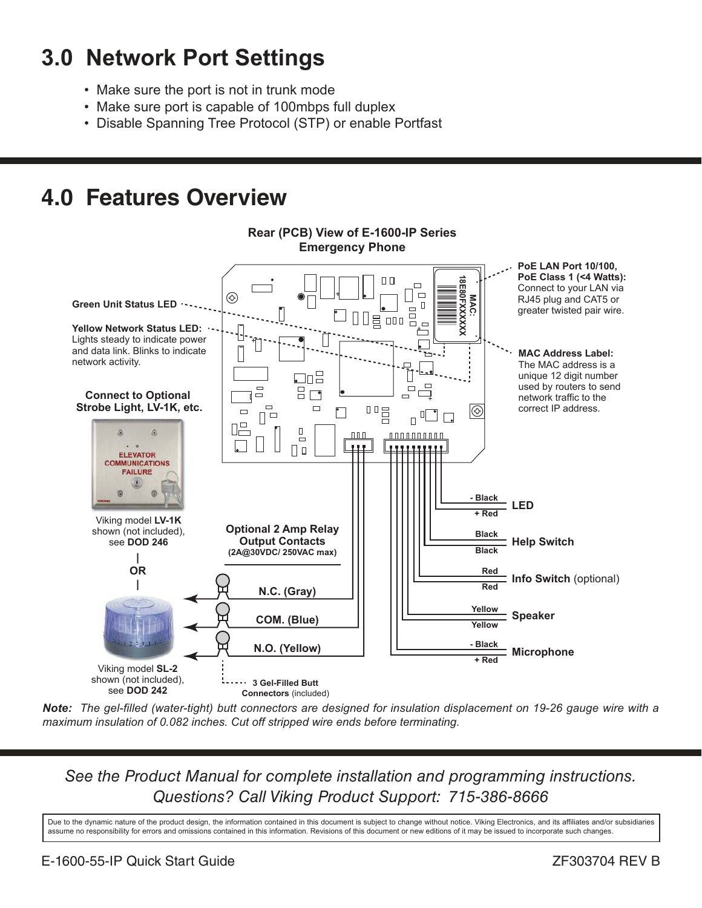## 3.0 Network Port Settings

- Make sure the port is not in trunk mode
- Make sure port is capable of 100mbps full duplex
- Disable Spanning Tree Protocol (STP) or enable Portfast

## 4.0 Features Overview

**Rear (PCB) View of E-1600-IP Series Emergency Phone**

**Green Unit Status LED**

**Yellow Network Status LED:** Lights steady to indicate power and data link. Blinks to indicate network activity.

**PoE LAN Port 10/100, PoE Class 1 (<4 Watts):** Connect to your LAN via RJ45 plug and CAT5 or greater twisted pair wire.

**MAC Address Label:** The MAC address is a unique 12 digit number used by routers to send network traffic to the correct IP address.

MAC: 18E80FXXXXXX

**Connect to Optional Strobe Light, LV-1K, etc.**

ELEVATOR COMMUNICATIONS FAILURE

Viking model **LV-1K** shown (not included), see **DOD 246**

| OR |

Viking model **SL-2** shown (not included), see **DOD 242**

**Optional 2 Amp Relay Output Contacts** **(2A@30VDC/ 250VAC max)**

**N.C. (Gray)**

**COM. (Blue)**

**N.O. (Yellow)**

**3 Gel-Filled Butt Connectors** (included)

**- Black** / **+ Red** — **LED**

**Black** / **Black** — **Help Switch**

**Red** / **Red** — **Info Switch** (optional)

**Yellow** / **Yellow** — **Speaker**

**- Black** / **+ Red** — **Microphone**

***Note:*** *The gel-filled (water-tight) butt connectors are designed for insulation displacement on 19-26 gauge wire with a maximum insulation of 0.082 inches. Cut off stripped wire ends before terminating.*

*See the Product Manual for complete installation and programming instructions. Questions? Call Viking Product Support: 715-386-8666*

Due to the dynamic nature of the product design, the information contained in this document is subject to change without notice. Viking Electronics, and its affiliates and/or subsidiaries assume no responsibility for errors and omissions contained in this information. Revisions of this document or new editions of it may be issued to incorporate such changes.

E-1600-55-IP Quick Start Guide    ZF303704 REV B